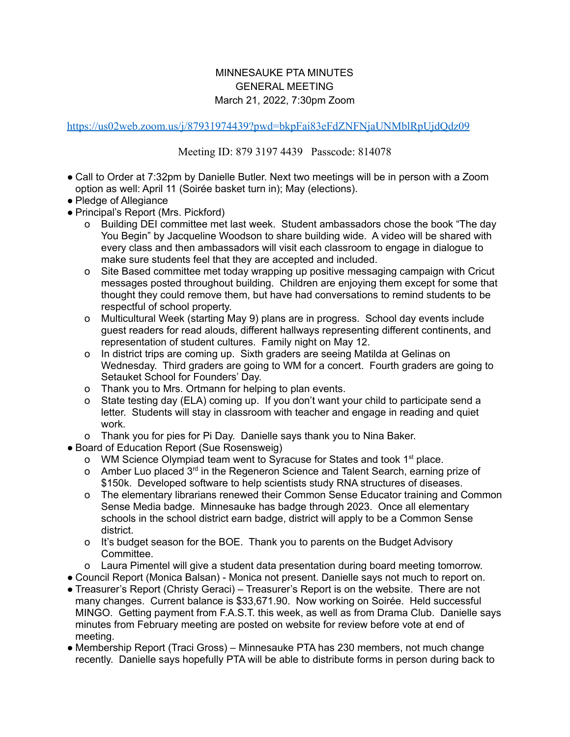MINNESAUKE PTA MINUTES
GENERAL MEETING
March 21, 2022, 7:30pm Zoom

https://us02web.zoom.us/j/87931974439?pwd=bkpFai83eFdZNFNjaUNMblRpUjdQdz09

Meeting ID: 879 3197 4439   Passcode: 814078

- Call to Order at 7:32pm by Danielle Butler. Next two meetings will be in person with a Zoom option as well: April 11 (Soirée basket turn in); May (elections).
- Pledge of Allegiance
- Principal's Report (Mrs. Pickford)
  - Building DEI committee met last week. Student ambassadors chose the book "The day You Begin" by Jacqueline Woodson to share building wide. A video will be shared with every class and then ambassadors will visit each classroom to engage in dialogue to make sure students feel that they are accepted and included.
  - Site Based committee met today wrapping up positive messaging campaign with Cricut messages posted throughout building. Children are enjoying them except for some that thought they could remove them, but have had conversations to remind students to be respectful of school property.
  - Multicultural Week (starting May 9) plans are in progress. School day events include guest readers for read alouds, different hallways representing different continents, and representation of student cultures. Family night on May 12.
  - In district trips are coming up. Sixth graders are seeing Matilda at Gelinas on Wednesday. Third graders are going to WM for a concert. Fourth graders are going to Setauket School for Founders' Day.
  - Thank you to Mrs. Ortmann for helping to plan events.
  - State testing day (ELA) coming up. If you don't want your child to participate send a letter. Students will stay in classroom with teacher and engage in reading and quiet work.
  - Thank you for pies for Pi Day. Danielle says thank you to Nina Baker.
- Board of Education Report (Sue Rosensweig)
  - WM Science Olympiad team went to Syracuse for States and took 1st place.
  - Amber Luo placed 3rd in the Regeneron Science and Talent Search, earning prize of $150k. Developed software to help scientists study RNA structures of diseases.
  - The elementary librarians renewed their Common Sense Educator training and Common Sense Media badge. Minnesauke has badge through 2023. Once all elementary schools in the school district earn badge, district will apply to be a Common Sense district.
  - It's budget season for the BOE. Thank you to parents on the Budget Advisory Committee.
  - Laura Pimentel will give a student data presentation during board meeting tomorrow.
- Council Report (Monica Balsan) - Monica not present. Danielle says not much to report on.
- Treasurer's Report (Christy Geraci) – Treasurer's Report is on the website. There are not many changes. Current balance is $33,671.90. Now working on Soirée. Held successful MINGO. Getting payment from F.A.S.T. this week, as well as from Drama Club. Danielle says minutes from February meeting are posted on website for review before vote at end of meeting.
- Membership Report (Traci Gross) – Minnesauke PTA has 230 members, not much change recently. Danielle says hopefully PTA will be able to distribute forms in person during back to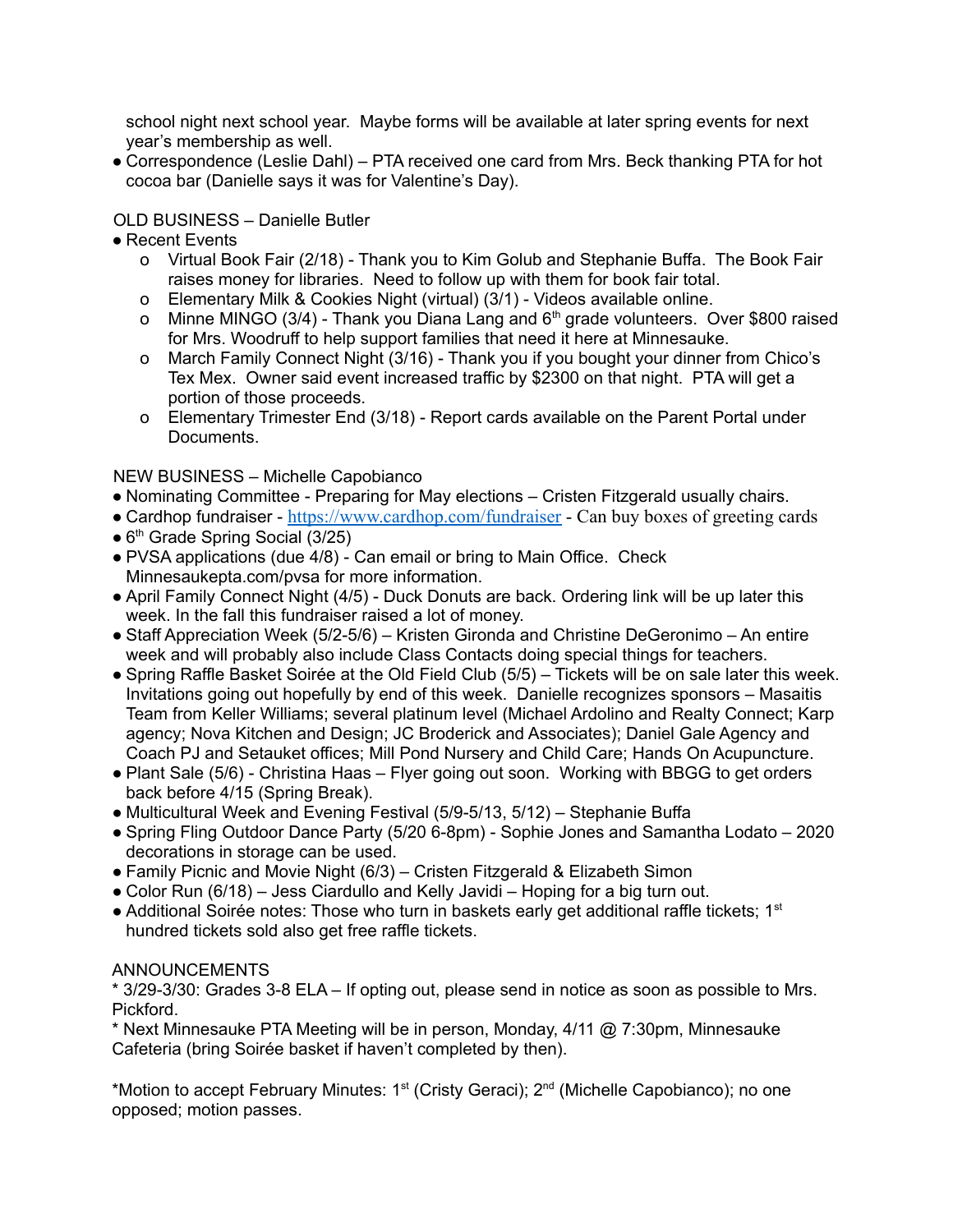school night next school year. Maybe forms will be available at later spring events for next year's membership as well.

- Correspondence (Leslie Dahl) – PTA received one card from Mrs. Beck thanking PTA for hot cocoa bar (Danielle says it was for Valentine's Day).

OLD BUSINESS – Danielle Butler

- Recent Events
  - Virtual Book Fair (2/18) - Thank you to Kim Golub and Stephanie Buffa. The Book Fair raises money for libraries. Need to follow up with them for book fair total.
  - Elementary Milk & Cookies Night (virtual) (3/1) - Videos available online.
  - Minne MINGO (3/4) - Thank you Diana Lang and 6th grade volunteers. Over $800 raised for Mrs. Woodruff to help support families that need it here at Minnesauke.
  - March Family Connect Night (3/16) - Thank you if you bought your dinner from Chico's Tex Mex. Owner said event increased traffic by $2300 on that night. PTA will get a portion of those proceeds.
  - Elementary Trimester End (3/18) - Report cards available on the Parent Portal under Documents.

NEW BUSINESS – Michelle Capobianco

- Nominating Committee - Preparing for May elections – Cristen Fitzgerald usually chairs.
- Cardhop fundraiser - https://www.cardhop.com/fundraiser - Can buy boxes of greeting cards
- 6th Grade Spring Social (3/25)
- PVSA applications (due 4/8) - Can email or bring to Main Office. Check Minnesaukepta.com/pvsa for more information.
- April Family Connect Night (4/5) - Duck Donuts are back. Ordering link will be up later this week. In the fall this fundraiser raised a lot of money.
- Staff Appreciation Week (5/2-5/6) – Kristen Gironda and Christine DeGeronimo – An entire week and will probably also include Class Contacts doing special things for teachers.
- Spring Raffle Basket Soirée at the Old Field Club (5/5) – Tickets will be on sale later this week. Invitations going out hopefully by end of this week. Danielle recognizes sponsors – Masaitis Team from Keller Williams; several platinum level (Michael Ardolino and Realty Connect; Karp agency; Nova Kitchen and Design; JC Broderick and Associates); Daniel Gale Agency and Coach PJ and Setauket offices; Mill Pond Nursery and Child Care; Hands On Acupuncture.
- Plant Sale (5/6) - Christina Haas – Flyer going out soon. Working with BBGG to get orders back before 4/15 (Spring Break).
- Multicultural Week and Evening Festival (5/9-5/13, 5/12) – Stephanie Buffa
- Spring Fling Outdoor Dance Party (5/20 6-8pm) - Sophie Jones and Samantha Lodato – 2020 decorations in storage can be used.
- Family Picnic and Movie Night (6/3) – Cristen Fitzgerald & Elizabeth Simon
- Color Run (6/18) – Jess Ciardullo and Kelly Javidi – Hoping for a big turn out.
- Additional Soirée notes: Those who turn in baskets early get additional raffle tickets; 1st hundred tickets sold also get free raffle tickets.

ANNOUNCEMENTS

* 3/29-3/30: Grades 3-8 ELA – If opting out, please send in notice as soon as possible to Mrs. Pickford.
* Next Minnesauke PTA Meeting will be in person, Monday, 4/11 @ 7:30pm, Minnesauke Cafeteria (bring Soirée basket if haven't completed by then).

*Motion to accept February Minutes: 1st (Cristy Geraci); 2nd (Michelle Capobianco); no one opposed; motion passes.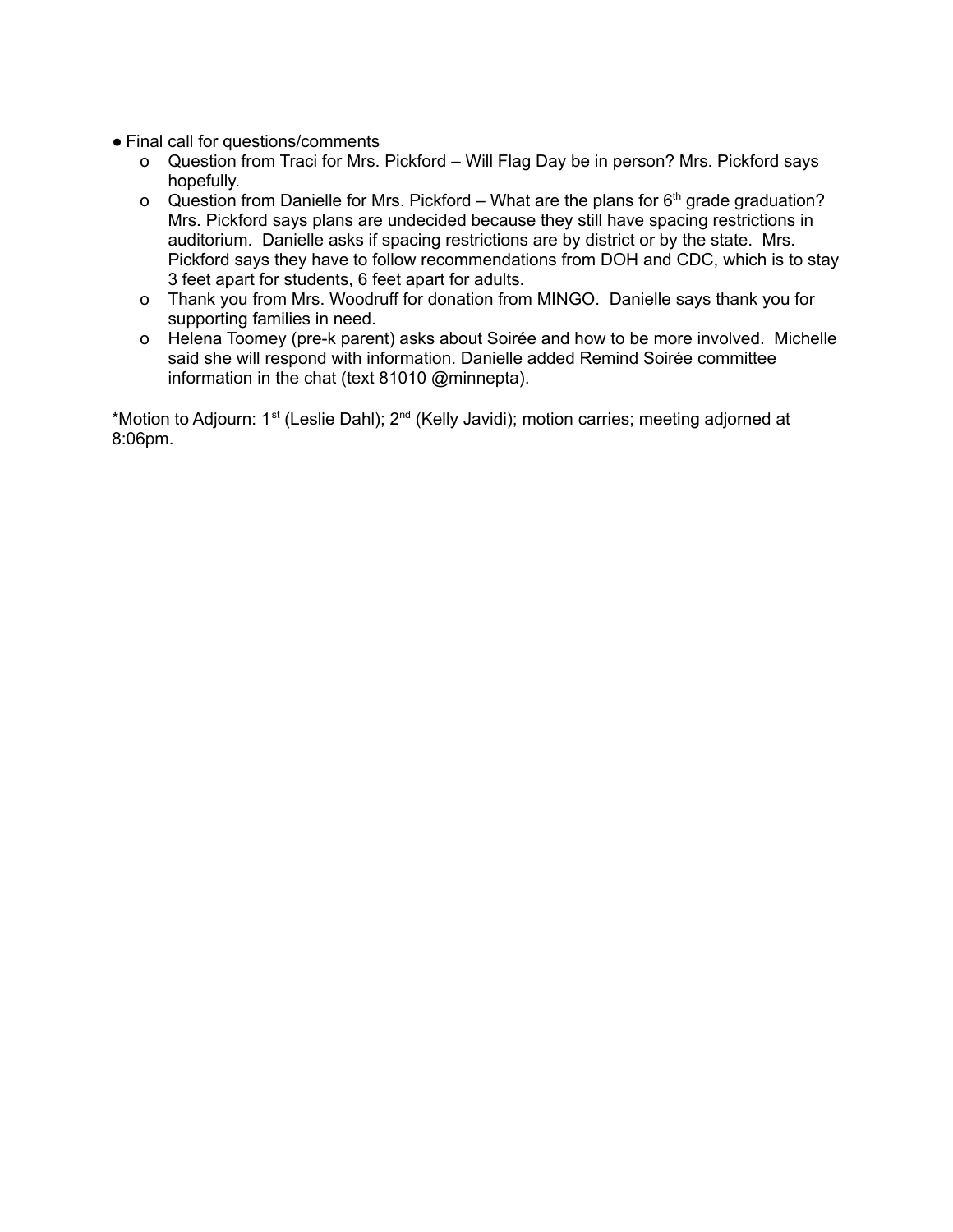- Final call for questions/comments
  - Question from Traci for Mrs. Pickford – Will Flag Day be in person? Mrs. Pickford says hopefully.
  - Question from Danielle for Mrs. Pickford – What are the plans for 6th grade graduation? Mrs. Pickford says plans are undecided because they still have spacing restrictions in auditorium. Danielle asks if spacing restrictions are by district or by the state. Mrs. Pickford says they have to follow recommendations from DOH and CDC, which is to stay 3 feet apart for students, 6 feet apart for adults.
  - Thank you from Mrs. Woodruff for donation from MINGO. Danielle says thank you for supporting families in need.
  - Helena Toomey (pre-k parent) asks about Soirée and how to be more involved. Michelle said she will respond with information. Danielle added Remind Soirée committee information in the chat (text 81010 @minnepta).

*Motion to Adjourn: 1st (Leslie Dahl); 2nd (Kelly Javidi); motion carries; meeting adjourned at 8:06pm.